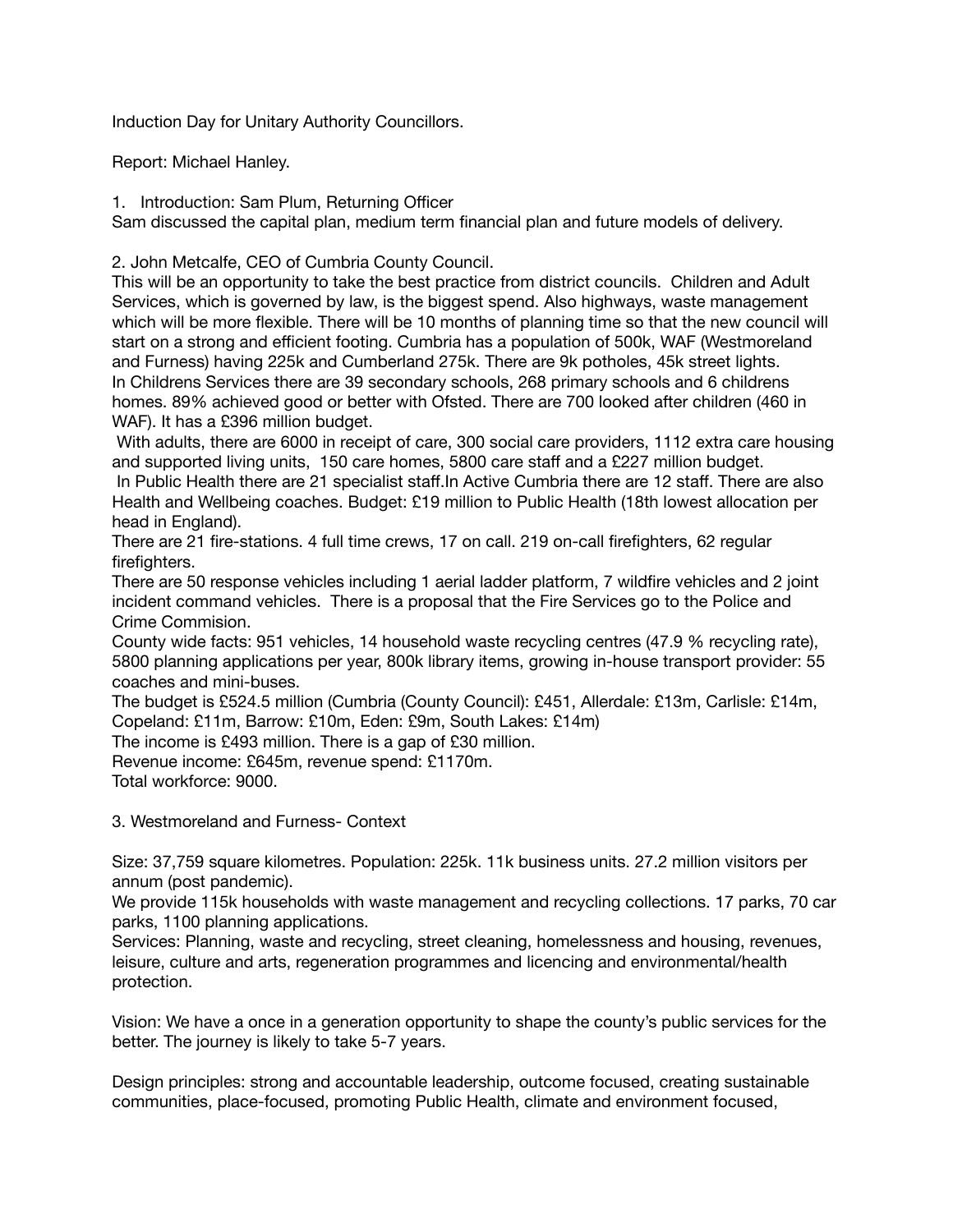Induction Day for Unitary Authority Councillors.

Report: Michael Hanley.

1. Introduction: Sam Plum, Returning Officer

Sam discussed the capital plan, medium term financial plan and future models of delivery.

2. John Metcalfe, CEO of Cumbria County Council.

This will be an opportunity to take the best practice from district councils. Children and Adult Services, which is governed by law, is the biggest spend. Also highways, waste management which will be more flexible. There will be 10 months of planning time so that the new council will start on a strong and efficient footing. Cumbria has a population of 500k, WAF (Westmoreland and Furness) having 225k and Cumberland 275k. There are 9k potholes, 45k street lights.

In Childrens Services there are 39 secondary schools, 268 primary schools and 6 childrens homes. 89% achieved good or better with Ofsted. There are 700 looked after children (460 in WAF). It has a £396 million budget.

With adults, there are 6000 in receipt of care, 300 social care providers, 1112 extra care housing and supported living units, 150 care homes, 5800 care staff and a £227 million budget.

In Public Health there are 21 specialist staff.In Active Cumbria there are 12 staff. There are also Health and Wellbeing coaches. Budget: £19 million to Public Health (18th lowest allocation per head in England).

There are 21 fire-stations. 4 full time crews, 17 on call. 219 on-call firefighters, 62 regular firefighters.

There are 50 response vehicles including 1 aerial ladder platform, 7 wildfire vehicles and 2 joint incident command vehicles. There is a proposal that the Fire Services go to the Police and Crime Commision.

County wide facts: 951 vehicles, 14 household waste recycling centres (47.9 % recycling rate), 5800 planning applications per year, 800k library items, growing in-house transport provider: 55 coaches and mini-buses.

The budget is £524.5 million (Cumbria (County Council): £451, Allerdale: £13m, Carlisle: £14m, Copeland: £11m, Barrow: £10m, Eden: £9m, South Lakes: £14m)

The income is £493 million. There is a gap of £30 million.

Revenue income: £645m, revenue spend: £1170m.

Total workforce: 9000.

3. Westmoreland and Furness- Context

Size: 37,759 square kilometres. Population: 225k. 11k business units. 27.2 million visitors per annum (post pandemic).

We provide 115k households with waste management and recycling collections. 17 parks, 70 car parks, 1100 planning applications.

Services: Planning, waste and recycling, street cleaning, homelessness and housing, revenues, leisure, culture and arts, regeneration programmes and licencing and environmental/health protection.

Vision: We have a once in a generation opportunity to shape the county's public services for the better. The journey is likely to take 5-7 years.

Design principles: strong and accountable leadership, outcome focused, creating sustainable communities, place-focused, promoting Public Health, climate and environment focused,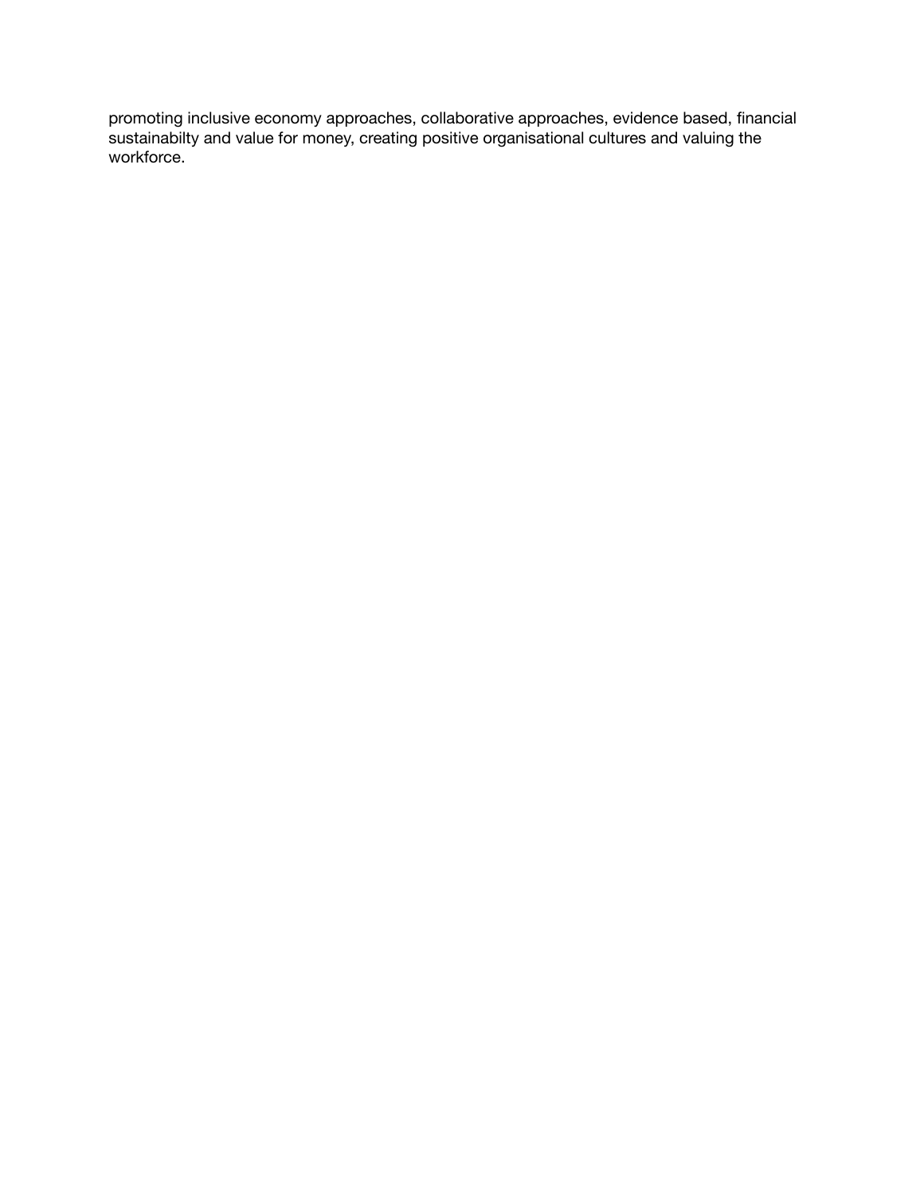promoting inclusive economy approaches, collaborative approaches, evidence based, financial sustainabilty and value for money, creating positive organisational cultures and valuing the workforce.